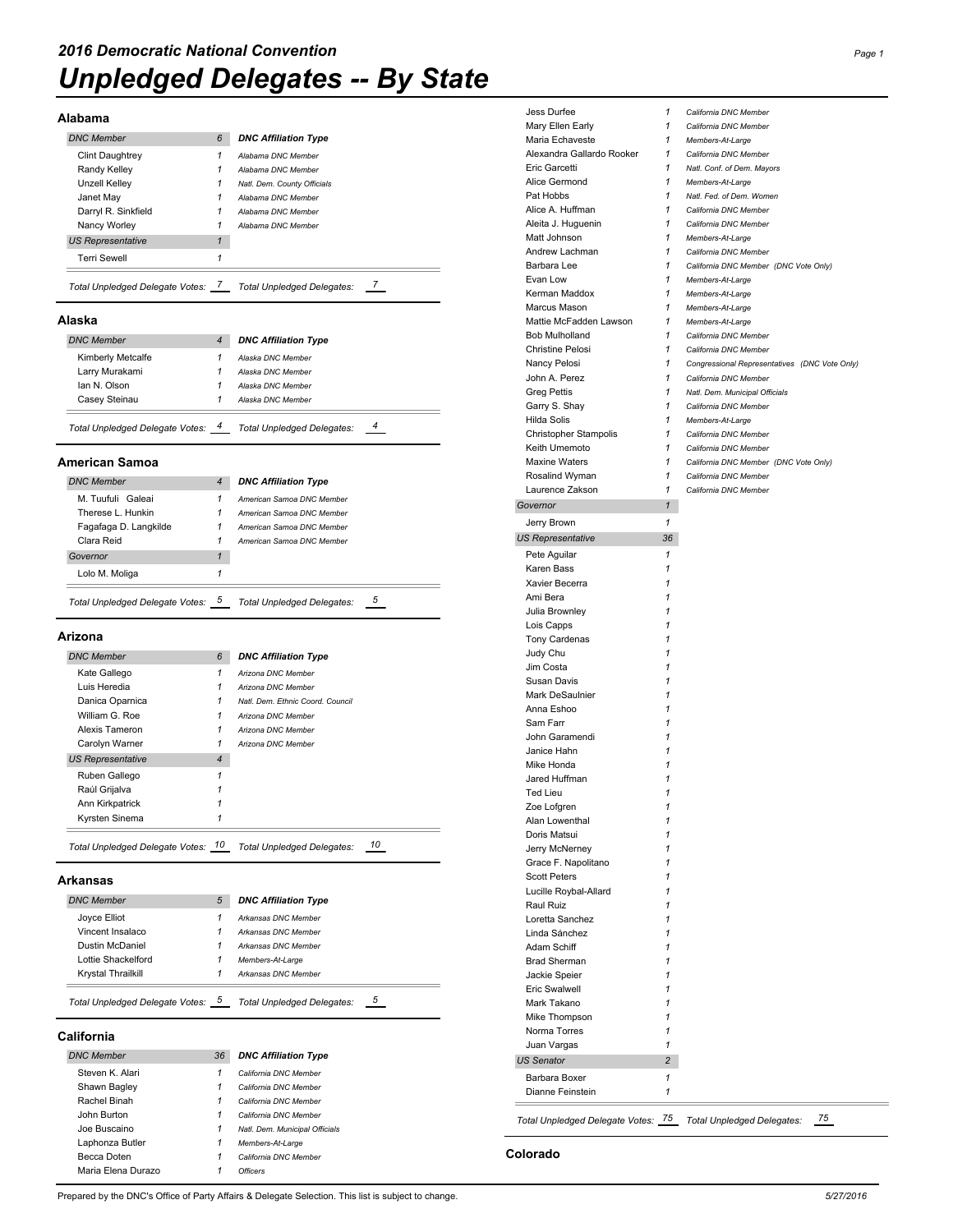# 2016 Democratic National Convention

# Unpledged Delegates -- By State

## Alabama

| DNC Member | 6 | DNC Affiliation Type |
|---|---|---|
| Clint Daughtrey | 1 | Alabama DNC Member |
| Randy Kelley | 1 | Alabama DNC Member |
| Unzell Kelley | 1 | Natl. Dem. County Officials |
| Janet May | 1 | Alabama DNC Member |
| Darryl R. Sinkfield | 1 | Alabama DNC Member |
| Nancy Worley | 1 | Alabama DNC Member |
| **US Representative** | **1** | |
| Terri Sewell | 1 | |

Total Unpledged Delegate Votes: 7 Total Unpledged Delegates: 7

## Alaska

| DNC Member | 4 | DNC Affiliation Type |
|---|---|---|
| Kimberly Metcalfe | 1 | Alaska DNC Member |
| Larry Murakami | 1 | Alaska DNC Member |
| Ian N. Olson | 1 | Alaska DNC Member |
| Casey Steinau | 1 | Alaska DNC Member |

Total Unpledged Delegate Votes: 4 Total Unpledged Delegates: 4

## American Samoa

| DNC Member | 4 | DNC Affiliation Type |
|---|---|---|
| M. Tuufuli Galeai | 1 | American Samoa DNC Member |
| Therese L. Hunkin | 1 | American Samoa DNC Member |
| Fagafaga D. Langkilde | 1 | American Samoa DNC Member |
| Clara Reid | 1 | American Samoa DNC Member |
| **Governor** | **1** | |
| Lolo M. Moliga | 1 | |

Total Unpledged Delegate Votes: 5 Total Unpledged Delegates: 5

## Arizona

| DNC Member | 6 | DNC Affiliation Type |
|---|---|---|
| Kate Gallego | 1 | Arizona DNC Member |
| Luis Heredia | 1 | Arizona DNC Member |
| Danica Oparnica | 1 | Natl. Dem. Ethnic Coord. Council |
| William G. Roe | 1 | Arizona DNC Member |
| Alexis Tameron | 1 | Arizona DNC Member |
| Carolyn Warner | 1 | Arizona DNC Member |
| **US Representative** | **4** | |
| Ruben Gallego | 1 | |
| Raúl Grijalva | 1 | |
| Ann Kirkpatrick | 1 | |
| Kyrsten Sinema | 1 | |

Total Unpledged Delegate Votes: 10 Total Unpledged Delegates: 10

## Arkansas

| DNC Member | 5 | DNC Affiliation Type |
|---|---|---|
| Joyce Elliot | 1 | Arkansas DNC Member |
| Vincent Insalaco | 1 | Arkansas DNC Member |
| Dustin McDaniel | 1 | Arkansas DNC Member |
| Lottie Shackelford | 1 | Members-At-Large |
| Krystal Thrailkill | 1 | Arkansas DNC Member |

Total Unpledged Delegate Votes: 5 Total Unpledged Delegates: 5

## California

| DNC Member | 36 | DNC Affiliation Type |
|---|---|---|
| Steven K. Alari | 1 | California DNC Member |
| Shawn Bagley | 1 | California DNC Member |
| Rachel Binah | 1 | California DNC Member |
| John Burton | 1 | California DNC Member |
| Joe Buscaino | 1 | Natl. Dem. Municipal Officials |
| Laphonza Butler | 1 | Members-At-Large |
| Becca Doten | 1 | California DNC Member |
| Maria Elena Durazo | 1 | Officers |
| Jess Durfee | 1 | California DNC Member |
| Mary Ellen Early | 1 | California DNC Member |
| Maria Echaveste | 1 | Members-At-Large |
| Alexandra Gallardo Rooker | 1 | California DNC Member |
| Eric Garcetti | 1 | Natl. Conf. of Dem. Mayors |
| Alice Germond | 1 | Members-At-Large |
| Pat Hobbs | 1 | Natl. Fed. of Dem. Women |
| Alice A. Huffman | 1 | California DNC Member |
| Aleita J. Huguenin | 1 | California DNC Member |
| Matt Johnson | 1 | Members-At-Large |
| Andrew Lachman | 1 | California DNC Member |
| Barbara Lee | 1 | California DNC Member (DNC Vote Only) |
| Evan Low | 1 | Members-At-Large |
| Kerman Maddox | 1 | Members-At-Large |
| Marcus Mason | 1 | Members-At-Large |
| Mattie McFadden Lawson | 1 | Members-At-Large |
| Bob Mulholland | 1 | California DNC Member |
| Christine Pelosi | 1 | California DNC Member |
| Nancy Pelosi | 1 | Congressional Representatives (DNC Vote Only) |
| John A. Perez | 1 | California DNC Member |
| Greg Pettis | 1 | Natl. Dem. Municipal Officials |
| Garry S. Shay | 1 | California DNC Member |
| Hilda Solis | 1 | Members-At-Large |
| Christopher Stampolis | 1 | California DNC Member |
| Keith Umemoto | 1 | California DNC Member |
| Maxine Waters | 1 | California DNC Member (DNC Vote Only) |
| Rosalind Wyman | 1 | California DNC Member |
| Laurence Zakson | 1 | California DNC Member |
| **Governor** | **1** | |
| Jerry Brown | 1 | |
| **US Representative** | **36** | |
| Pete Aguilar | 1 | |
| Karen Bass | 1 | |
| Xavier Becerra | 1 | |
| Ami Bera | 1 | |
| Julia Brownley | 1 | |
| Lois Capps | 1 | |
| Tony Cardenas | 1 | |
| Judy Chu | 1 | |
| Jim Costa | 1 | |
| Susan Davis | 1 | |
| Mark DeSaulnier | 1 | |
| Anna Eshoo | 1 | |
| Sam Farr | 1 | |
| John Garamendi | 1 | |
| Janice Hahn | 1 | |
| Mike Honda | 1 | |
| Jared Huffman | 1 | |
| Ted Lieu | 1 | |
| Zoe Lofgren | 1 | |
| Alan Lowenthal | 1 | |
| Doris Matsui | 1 | |
| Jerry McNerney | 1 | |
| Grace F. Napolitano | 1 | |
| Scott Peters | 1 | |
| Lucille Roybal-Allard | 1 | |
| Raul Ruiz | 1 | |
| Loretta Sanchez | 1 | |
| Linda Sánchez | 1 | |
| Adam Schiff | 1 | |
| Brad Sherman | 1 | |
| Jackie Speier | 1 | |
| Eric Swalwell | 1 | |
| Mark Takano | 1 | |
| Mike Thompson | 1 | |
| Norma Torres | 1 | |
| Juan Vargas | 1 | |
| **US Senator** | **2** | |
| Barbara Boxer | 1 | |
| Dianne Feinstein | 1 | |

Total Unpledged Delegate Votes: 75 Total Unpledged Delegates: 75

## Colorado

Prepared by the DNC's Office of Party Affairs & Delegate Selection. This list is subject to change. 5/27/2016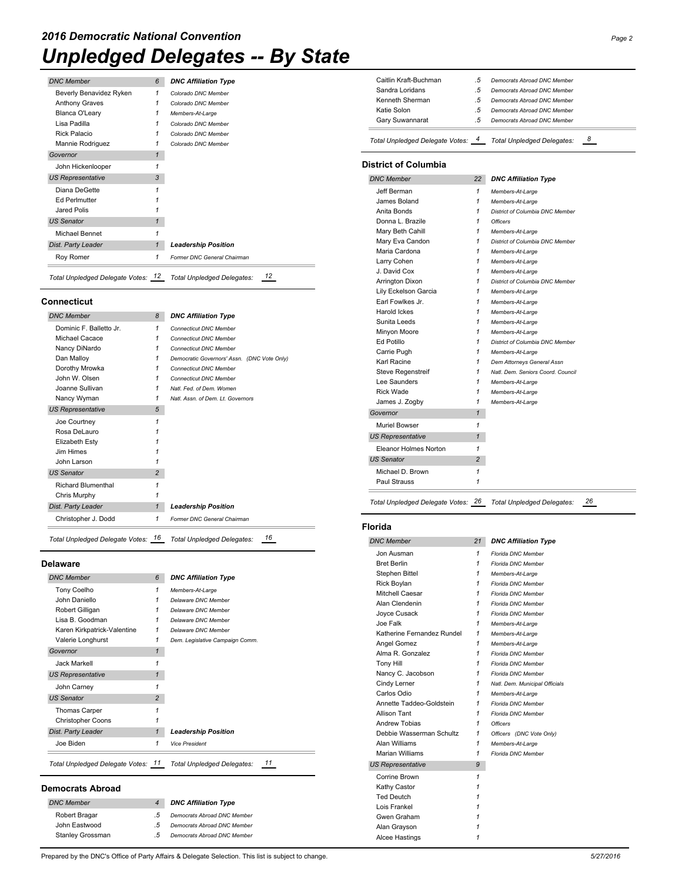# 2016 Democratic National Convention

# Unpledged Delegates -- By State

| DNC Member | 6 | DNC Affiliation Type |
|---|---|---|
| Beverly Benavidez Ryken | 1 | Colorado DNC Member |
| Anthony Graves | 1 | Colorado DNC Member |
| Blanca O'Leary | 1 | Members-At-Large |
| Lisa Padilla | 1 | Colorado DNC Member |
| Rick Palacio | 1 | Colorado DNC Member |
| Mannie Rodriguez | 1 | Colorado DNC Member |
| **Governor** | **1** | |
| John Hickenlooper | 1 | |
| **US Representative** | **3** | |
| Diana DeGette | 1 | |
| Ed Perlmutter | 1 | |
| Jared Polis | 1 | |
| **US Senator** | **1** | |
| Michael Bennet | 1 | |
| **Dist. Party Leader** | **1** | **Leadership Position** |
| Roy Romer | 1 | Former DNC General Chairman |

*Total Unpledged Delegate Votes:* 12 *Total Unpledged Delegates:* 12

## Connecticut

| DNC Member | 8 | DNC Affiliation Type |
|---|---|---|
| Dominic F. Balletto Jr. | 1 | Connecticut DNC Member |
| Michael Cacace | 1 | Connecticut DNC Member |
| Nancy DiNardo | 1 | Connecticut DNC Member |
| Dan Malloy | 1 | Democratic Governors' Assn. (DNC Vote Only) |
| Dorothy Mrowka | 1 | Connecticut DNC Member |
| John W. Olsen | 1 | Connecticut DNC Member |
| Joanne Sullivan | 1 | Natl. Fed. of Dem. Women |
| Nancy Wyman | 1 | Natl. Assn. of Dem. Lt. Governors |
| **US Representative** | **5** | |
| Joe Courtney | 1 | |
| Rosa DeLauro | 1 | |
| Elizabeth Esty | 1 | |
| Jim Himes | 1 | |
| John Larson | 1 | |
| **US Senator** | **2** | |
| Richard Blumenthal | 1 | |
| Chris Murphy | 1 | |
| **Dist. Party Leader** | **1** | **Leadership Position** |
| Christopher J. Dodd | 1 | Former DNC General Chairman |

*Total Unpledged Delegate Votes:* 16 *Total Unpledged Delegates:* 16

## Delaware

| DNC Member | 6 | DNC Affiliation Type |
|---|---|---|
| Tony Coelho | 1 | Members-At-Large |
| John Daniello | 1 | Delaware DNC Member |
| Robert Gilligan | 1 | Delaware DNC Member |
| Lisa B. Goodman | 1 | Delaware DNC Member |
| Karen Kirkpatrick-Valentine | 1 | Delaware DNC Member |
| Valerie Longhurst | 1 | Dem. Legislative Campaign Comm. |
| **Governor** | **1** | |
| Jack Markell | 1 | |
| **US Representative** | **1** | |
| John Carney | 1 | |
| **US Senator** | **2** | |
| Thomas Carper | 1 | |
| Christopher Coons | 1 | |
| **Dist. Party Leader** | **1** | **Leadership Position** |
| Joe Biden | 1 | Vice President |

*Total Unpledged Delegate Votes:* 11 *Total Unpledged Delegates:* 11

## Democrats Abroad

| DNC Member | 4 | DNC Affiliation Type |
|---|---|---|
| Robert Bragar | .5 | Democrats Abroad DNC Member |
| John Eastwood | .5 | Democrats Abroad DNC Member |
| Stanley Grossman | .5 | Democrats Abroad DNC Member |
| Caitlin Kraft-Buchman | .5 | Democrats Abroad DNC Member |
| Sandra Loridans | .5 | Democrats Abroad DNC Member |
| Kenneth Sherman | .5 | Democrats Abroad DNC Member |
| Katie Solon | .5 | Democrats Abroad DNC Member |
| Gary Suwannarat | .5 | Democrats Abroad DNC Member |

*Total Unpledged Delegate Votes:* 4 *Total Unpledged Delegates:* 8

## District of Columbia

| DNC Member | 22 | DNC Affiliation Type |
|---|---|---|
| Jeff Berman | 1 | Members-At-Large |
| James Boland | 1 | Members-At-Large |
| Anita Bonds | 1 | District of Columbia DNC Member |
| Donna L. Brazile | 1 | Officers |
| Mary Beth Cahill | 1 | Members-At-Large |
| Mary Eva Candon | 1 | District of Columbia DNC Member |
| Maria Cardona | 1 | Members-At-Large |
| Larry Cohen | 1 | Members-At-Large |
| J. David Cox | 1 | Members-At-Large |
| Arrington Dixon | 1 | District of Columbia DNC Member |
| Lily Eckelson Garcia | 1 | Members-At-Large |
| Earl Fowlkes Jr. | 1 | Members-At-Large |
| Harold Ickes | 1 | Members-At-Large |
| Sunita Leeds | 1 | Members-At-Large |
| Minyon Moore | 1 | Members-At-Large |
| Ed Potillo | 1 | District of Columbia DNC Member |
| Carrie Pugh | 1 | Members-At-Large |
| Karl Racine | 1 | Dem Attorneys General Assn |
| Steve Regenstreif | 1 | Natl. Dem. Seniors Coord. Council |
| Lee Saunders | 1 | Members-At-Large |
| Rick Wade | 1 | Members-At-Large |
| James J. Zogby | 1 | Members-At-Large |
| **Governor** | **1** | |
| Muriel Bowser | 1 | |
| **US Representative** | **1** | |
| Eleanor Holmes Norton | 1 | |
| **US Senator** | **2** | |
| Michael D. Brown | 1 | |
| Paul Strauss | 1 | |

*Total Unpledged Delegate Votes:* 26 *Total Unpledged Delegates:* 26

## Florida

| DNC Member | 21 | DNC Affiliation Type |
|---|---|---|
| Jon Ausman | 1 | Florida DNC Member |
| Bret Berlin | 1 | Florida DNC Member |
| Stephen Bittel | 1 | Members-At-Large |
| Rick Boylan | 1 | Florida DNC Member |
| Mitchell Caesar | 1 | Florida DNC Member |
| Alan Clendenin | 1 | Florida DNC Member |
| Joyce Cusack | 1 | Florida DNC Member |
| Joe Falk | 1 | Members-At-Large |
| Katherine Fernandez Rundel | 1 | Members-At-Large |
| Angel Gomez | 1 | Members-At-Large |
| Alma R. Gonzalez | 1 | Florida DNC Member |
| Tony Hill | 1 | Florida DNC Member |
| Nancy C. Jacobson | 1 | Florida DNC Member |
| Cindy Lerner | 1 | Natl. Dem. Municipal Officials |
| Carlos Odio | 1 | Members-At-Large |
| Annette Taddeo-Goldstein | 1 | Florida DNC Member |
| Allison Tant | 1 | Florida DNC Member |
| Andrew Tobias | 1 | Officers |
| Debbie Wasserman Schultz | 1 | Officers (DNC Vote Only) |
| Alan Williams | 1 | Members-At-Large |
| Marian Williams | 1 | Florida DNC Member |
| **US Representative** | **9** | |
| Corrine Brown | 1 | |
| Kathy Castor | 1 | |
| Ted Deutch | 1 | |
| Lois Frankel | 1 | |
| Gwen Graham | 1 | |
| Alan Grayson | 1 | |
| Alcee Hastings | 1 | |

Prepared by the DNC's Office of Party Affairs & Delegate Selection. This list is subject to change. 5/27/2016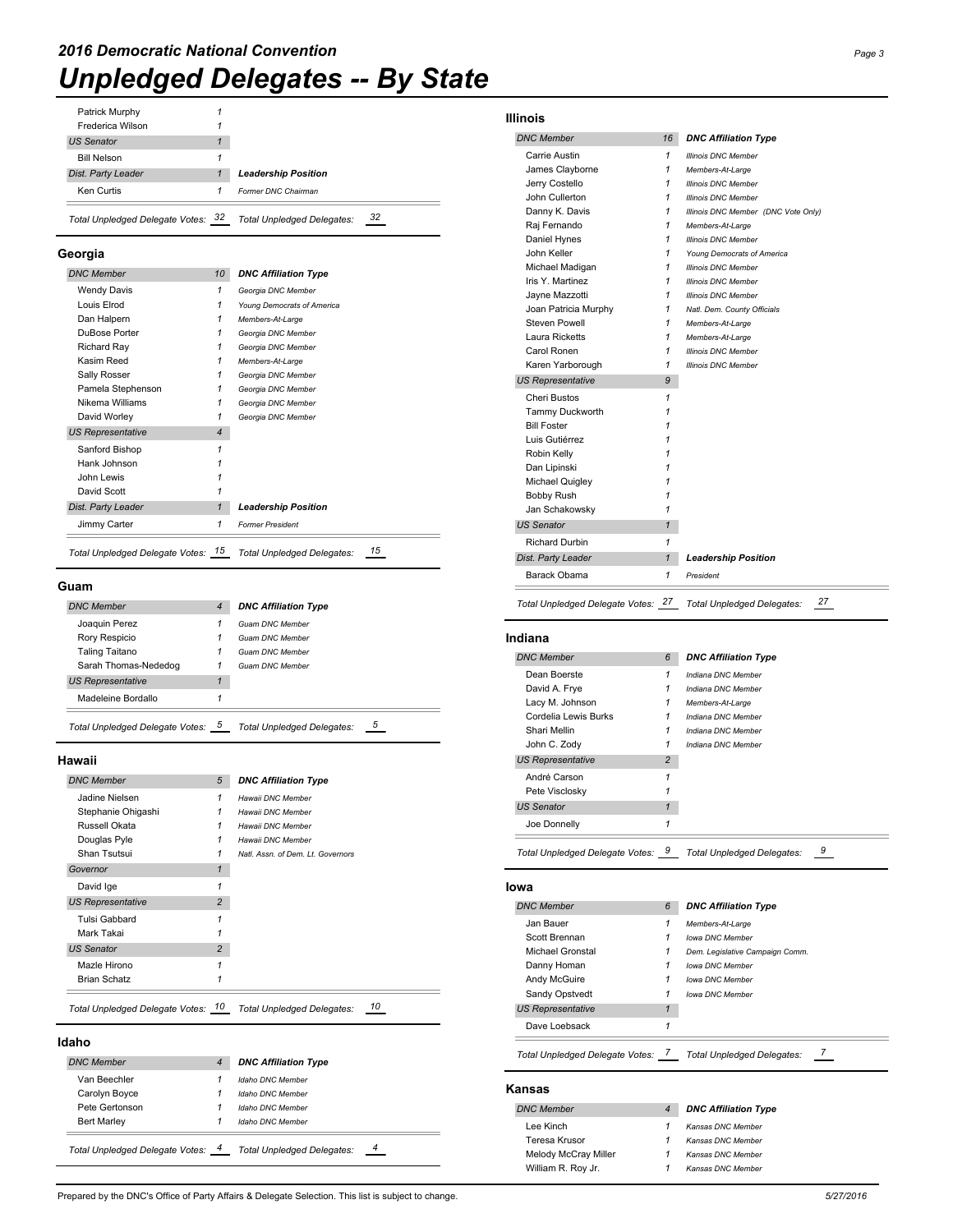# 2016 Democratic National Convention

# Unpledged Delegates -- By State

| | | |
|---|---|---|
| Patrick Murphy | 1 | |
| Frederica Wilson | 1 | |
| *US Senator* | *1* | |
| Bill Nelson | 1 | |
| *Dist. Party Leader* | *1* | ***Leadership Position*** |
| Ken Curtis | 1 | *Former DNC Chairman* |

*Total Unpledged Delegate Votes:* 32 *Total Unpledged Delegates:* 32

## Georgia

| *DNC Member* | *10* | ***DNC Affiliation Type*** |
|---|---|---|
| Wendy Davis | 1 | *Georgia DNC Member* |
| Louis Elrod | 1 | *Young Democrats of America* |
| Dan Halpern | 1 | *Members-At-Large* |
| DuBose Porter | 1 | *Georgia DNC Member* |
| Richard Ray | 1 | *Georgia DNC Member* |
| Kasim Reed | 1 | *Members-At-Large* |
| Sally Rosser | 1 | *Georgia DNC Member* |
| Pamela Stephenson | 1 | *Georgia DNC Member* |
| Nikema Williams | 1 | *Georgia DNC Member* |
| David Worley | 1 | *Georgia DNC Member* |
| *US Representative* | *4* | |
| Sanford Bishop | 1 | |
| Hank Johnson | 1 | |
| John Lewis | 1 | |
| David Scott | 1 | |
| *Dist. Party Leader* | *1* | ***Leadership Position*** |
| Jimmy Carter | 1 | *Former President* |

*Total Unpledged Delegate Votes:* 15 *Total Unpledged Delegates:* 15

## Guam

| *DNC Member* | *4* | ***DNC Affiliation Type*** |
|---|---|---|
| Joaquin Perez | 1 | *Guam DNC Member* |
| Rory Respicio | 1 | *Guam DNC Member* |
| Taling Taitano | 1 | *Guam DNC Member* |
| Sarah Thomas-Nededog | 1 | *Guam DNC Member* |
| *US Representative* | *1* | |
| Madeleine Bordallo | 1 | |

*Total Unpledged Delegate Votes:* 5 *Total Unpledged Delegates:* 5

## Hawaii

| *DNC Member* | *5* | ***DNC Affiliation Type*** |
|---|---|---|
| Jadine Nielsen | 1 | *Hawaii DNC Member* |
| Stephanie Ohigashi | 1 | *Hawaii DNC Member* |
| Russell Okata | 1 | *Hawaii DNC Member* |
| Douglas Pyle | 1 | *Hawaii DNC Member* |
| Shan Tsutsui | 1 | *Natl. Assn. of Dem. Lt. Governors* |
| *Governor* | *1* | |
| David Ige | 1 | |
| *US Representative* | *2* | |
| Tulsi Gabbard | 1 | |
| Mark Takai | 1 | |
| *US Senator* | *2* | |
| Mazie Hirono | 1 | |
| Brian Schatz | 1 | |

*Total Unpledged Delegate Votes:* 10 *Total Unpledged Delegates:* 10

## Idaho

| *DNC Member* | *4* | ***DNC Affiliation Type*** |
|---|---|---|
| Van Beechler | 1 | *Idaho DNC Member* |
| Carolyn Boyce | 1 | *Idaho DNC Member* |
| Pete Gertonson | 1 | *Idaho DNC Member* |
| Bert Marley | 1 | *Idaho DNC Member* |

*Total Unpledged Delegate Votes:* 4 *Total Unpledged Delegates:* 4

## Illinois

| *DNC Member* | *16* | ***DNC Affiliation Type*** |
|---|---|---|
| Carrie Austin | 1 | *Illinois DNC Member* |
| James Clayborne | 1 | *Members-At-Large* |
| Jerry Costello | 1 | *Illinois DNC Member* |
| John Cullerton | 1 | *Illinois DNC Member* |
| Danny K. Davis | 1 | *Illinois DNC Member (DNC Vote Only)* |
| Raj Fernando | 1 | *Members-At-Large* |
| Daniel Hynes | 1 | *Illinois DNC Member* |
| John Keller | 1 | *Young Democrats of America* |
| Michael Madigan | 1 | *Illinois DNC Member* |
| Iris Y. Martinez | 1 | *Illinois DNC Member* |
| Jayne Mazzotti | 1 | *Illinois DNC Member* |
| Joan Patricia Murphy | 1 | *Natl. Dem. County Officials* |
| Steven Powell | 1 | *Members-At-Large* |
| Laura Ricketts | 1 | *Members-At-Large* |
| Carol Ronen | 1 | *Illinois DNC Member* |
| Karen Yarborough | 1 | *Illinois DNC Member* |
| *US Representative* | *9* | |
| Cheri Bustos | 1 | |
| Tammy Duckworth | 1 | |
| Bill Foster | 1 | |
| Luis Gutiérrez | 1 | |
| Robin Kelly | 1 | |
| Dan Lipinski | 1 | |
| Michael Quigley | 1 | |
| Bobby Rush | 1 | |
| Jan Schakowsky | 1 | |
| *US Senator* | *1* | |
| Richard Durbin | 1 | |
| *Dist. Party Leader* | *1* | ***Leadership Position*** |
| Barack Obama | 1 | *President* |

*Total Unpledged Delegate Votes:* 27 *Total Unpledged Delegates:* 27

## Indiana

| *DNC Member* | *6* | ***DNC Affiliation Type*** |
|---|---|---|
| Dean Boerste | 1 | *Indiana DNC Member* |
| David A. Frye | 1 | *Indiana DNC Member* |
| Lacy M. Johnson | 1 | *Members-At-Large* |
| Cordelia Lewis Burks | 1 | *Indiana DNC Member* |
| Shari Mellin | 1 | *Indiana DNC Member* |
| John C. Zody | 1 | *Indiana DNC Member* |
| *US Representative* | *2* | |
| André Carson | 1 | |
| Pete Visclosky | 1 | |
| *US Senator* | *1* | |
| Joe Donnelly | 1 | |

*Total Unpledged Delegate Votes:* 9 *Total Unpledged Delegates:* 9

## Iowa

| *DNC Member* | *6* | ***DNC Affiliation Type*** |
|---|---|---|
| Jan Bauer | 1 | *Members-At-Large* |
| Scott Brennan | 1 | *Iowa DNC Member* |
| Michael Gronstal | 1 | *Dem. Legislative Campaign Comm.* |
| Danny Homan | 1 | *Iowa DNC Member* |
| Andy McGuire | 1 | *Iowa DNC Member* |
| Sandy Opstvedt | 1 | *Iowa DNC Member* |
| *US Representative* | *1* | |
| Dave Loebsack | 1 | |

*Total Unpledged Delegate Votes:* 7 *Total Unpledged Delegates:* 7

## Kansas

| *DNC Member* | *4* | ***DNC Affiliation Type*** |
|---|---|---|
| Lee Kinch | 1 | *Kansas DNC Member* |
| Teresa Krusor | 1 | *Kansas DNC Member* |
| Melody McCray Miller | 1 | *Kansas DNC Member* |
| William R. Roy Jr. | 1 | *Kansas DNC Member* |

Prepared by the DNC's Office of Party Affairs & Delegate Selection. This list is subject to change. 5/27/2016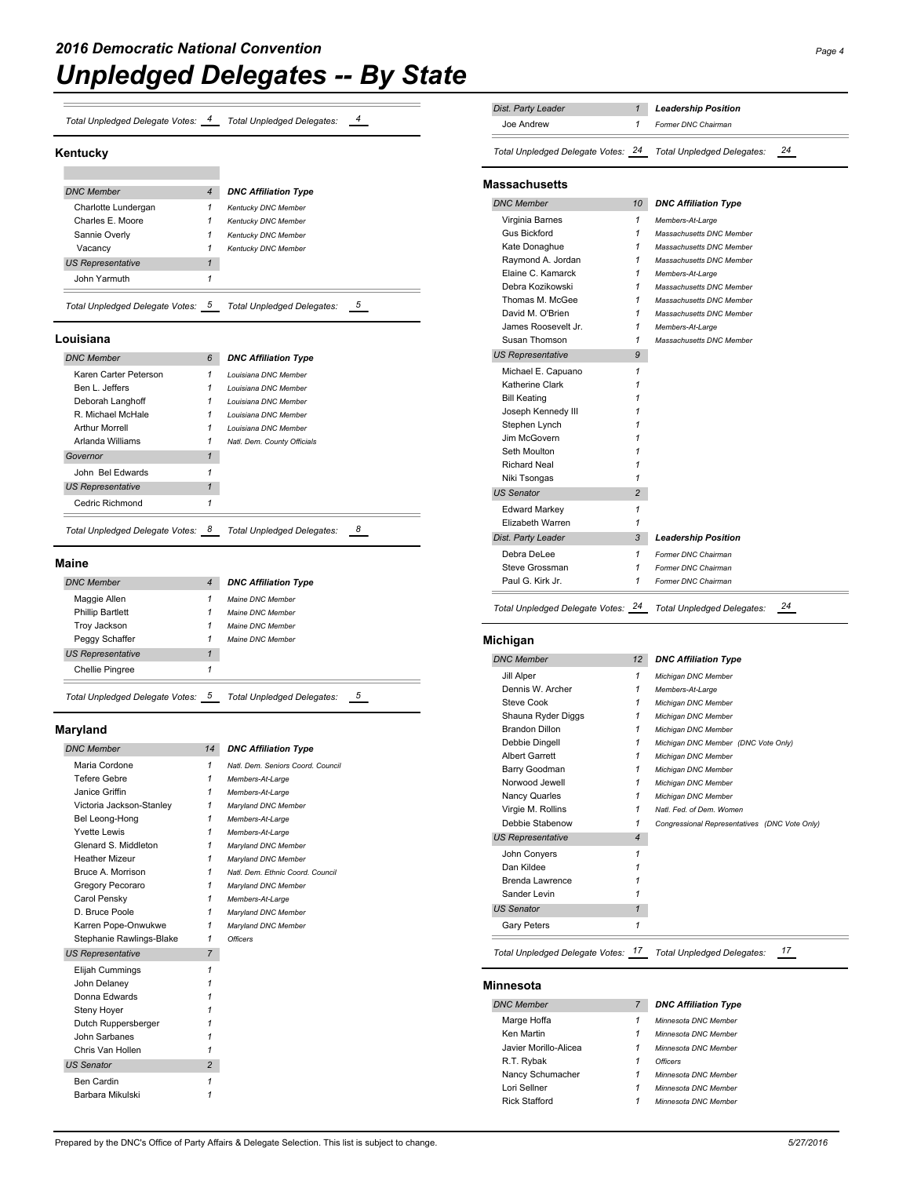# 2016 Democratic National Convention

# Unpledged Delegates -- By State

*Total Unpledged Delegate Votes:* 4 *Total Unpledged Delegates:* 4

## Kentucky

| *DNC Member* | *4* | ***DNC Affiliation Type*** |
|---|---|---|
| Charlotte Lundergan | *1* | *Kentucky DNC Member* |
| Charles E. Moore | *1* | *Kentucky DNC Member* |
| Sannie Overly | *1* | *Kentucky DNC Member* |
| Vacancy | *1* | *Kentucky DNC Member* |
| *US Representative* | *1* | |
| John Yarmuth | *1* | |

*Total Unpledged Delegate Votes:* 5 *Total Unpledged Delegates:* 5

## Louisiana

| *DNC Member* | *6* | ***DNC Affiliation Type*** |
|---|---|---|
| Karen Carter Peterson | *1* | *Louisiana DNC Member* |
| Ben L. Jeffers | *1* | *Louisiana DNC Member* |
| Deborah Langhoff | *1* | *Louisiana DNC Member* |
| R. Michael McHale | *1* | *Louisiana DNC Member* |
| Arthur Morrell | *1* | *Louisiana DNC Member* |
| Arlanda Williams | *1* | *Natl. Dem. County Officials* |
| *Governor* | *1* | |
| John Bel Edwards | *1* | |
| *US Representative* | *1* | |
| Cedric Richmond | *1* | |

*Total Unpledged Delegate Votes:* 8 *Total Unpledged Delegates:* 8

## Maine

| *DNC Member* | *4* | ***DNC Affiliation Type*** |
|---|---|---|
| Maggie Allen | *1* | *Maine DNC Member* |
| Phillip Bartlett | *1* | *Maine DNC Member* |
| Troy Jackson | *1* | *Maine DNC Member* |
| Peggy Schaffer | *1* | *Maine DNC Member* |
| *US Representative* | *1* | |
| Chellie Pingree | *1* | |

*Total Unpledged Delegate Votes:* 5 *Total Unpledged Delegates:* 5

## Maryland

| *DNC Member* | *14* | ***DNC Affiliation Type*** |
|---|---|---|
| Maria Cordone | *1* | *Natl. Dem. Seniors Coord. Council* |
| Tefere Gebre | *1* | *Members-At-Large* |
| Janice Griffin | *1* | *Members-At-Large* |
| Victoria Jackson-Stanley | *1* | *Maryland DNC Member* |
| Bel Leong-Hong | *1* | *Members-At-Large* |
| Yvette Lewis | *1* | *Members-At-Large* |
| Glenard S. Middleton | *1* | *Maryland DNC Member* |
| Heather Mizeur | *1* | *Maryland DNC Member* |
| Bruce A. Morrison | *1* | *Natl. Dem. Ethnic Coord. Council* |
| Gregory Pecoraro | *1* | *Maryland DNC Member* |
| Carol Pensky | *1* | *Members-At-Large* |
| D. Bruce Poole | *1* | *Maryland DNC Member* |
| Karren Pope-Onwukwe | *1* | *Maryland DNC Member* |
| Stephanie Rawlings-Blake | *1* | *Officers* |
| *US Representative* | *7* | |
| Elijah Cummings | *1* | |
| John Delaney | *1* | |
| Donna Edwards | *1* | |
| Steny Hoyer | *1* | |
| Dutch Ruppersberger | *1* | |
| John Sarbanes | *1* | |
| Chris Van Hollen | *1* | |
| *US Senator* | *2* | |
| Ben Cardin | *1* | |
| Barbara Mikulski | *1* | |
| *Dist. Party Leader* | *1* | ***Leadership Position*** |
| Joe Andrew | *1* | *Former DNC Chairman* |

*Total Unpledged Delegate Votes:* 24 *Total Unpledged Delegates:* 24

## Massachusetts

| *DNC Member* | *10* | ***DNC Affiliation Type*** |
|---|---|---|
| Virginia Barnes | *1* | *Members-At-Large* |
| Gus Bickford | *1* | *Massachusetts DNC Member* |
| Kate Donaghue | *1* | *Massachusetts DNC Member* |
| Raymond A. Jordan | *1* | *Massachusetts DNC Member* |
| Elaine C. Kamarck | *1* | *Members-At-Large* |
| Debra Kozikowski | *1* | *Massachusetts DNC Member* |
| Thomas M. McGee | *1* | *Massachusetts DNC Member* |
| David M. O'Brien | *1* | *Massachusetts DNC Member* |
| James Roosevelt Jr. | *1* | *Members-At-Large* |
| Susan Thomson | *1* | *Massachusetts DNC Member* |
| *US Representative* | *9* | |
| Michael E. Capuano | *1* | |
| Katherine Clark | *1* | |
| Bill Keating | *1* | |
| Joseph Kennedy III | *1* | |
| Stephen Lynch | *1* | |
| Jim McGovern | *1* | |
| Seth Moulton | *1* | |
| Richard Neal | *1* | |
| Niki Tsongas | *1* | |
| *US Senator* | *2* | |
| Edward Markey | *1* | |
| Elizabeth Warren | *1* | |
| *Dist. Party Leader* | *3* | ***Leadership Position*** |
| Debra DeLee | *1* | *Former DNC Chairman* |
| Steve Grossman | *1* | *Former DNC Chairman* |
| Paul G. Kirk Jr. | *1* | *Former DNC Chairman* |

*Total Unpledged Delegate Votes:* 24 *Total Unpledged Delegates:* 24

## Michigan

| *DNC Member* | *12* | ***DNC Affiliation Type*** |
|---|---|---|
| Jill Alper | *1* | *Michigan DNC Member* |
| Dennis W. Archer | *1* | *Members-At-Large* |
| Steve Cook | *1* | *Michigan DNC Member* |
| Shauna Ryder Diggs | *1* | *Michigan DNC Member* |
| Brandon Dillon | *1* | *Michigan DNC Member* |
| Debbie Dingell | *1* | *Michigan DNC Member (DNC Vote Only)* |
| Albert Garrett | *1* | *Michigan DNC Member* |
| Barry Goodman | *1* | *Michigan DNC Member* |
| Norwood Jewell | *1* | *Michigan DNC Member* |
| Nancy Quarles | *1* | *Michigan DNC Member* |
| Virgie M. Rollins | *1* | *Natl. Fed. of Dem. Women* |
| Debbie Stabenow | *1* | *Congressional Representatives (DNC Vote Only)* |
| *US Representative* | *4* | |
| John Conyers | *1* | |
| Dan Kildee | *1* | |
| Brenda Lawrence | *1* | |
| Sander Levin | *1* | |
| *US Senator* | *1* | |
| Gary Peters | *1* | |

*Total Unpledged Delegate Votes:* 17 *Total Unpledged Delegates:* 17

## Minnesota

| *DNC Member* | *7* | ***DNC Affiliation Type*** |
|---|---|---|
| Marge Hoffa | *1* | *Minnesota DNC Member* |
| Ken Martin | *1* | *Minnesota DNC Member* |
| Javier Morillo-Alicea | *1* | *Minnesota DNC Member* |
| R.T. Rybak | *1* | *Officers* |
| Nancy Schumacher | *1* | *Minnesota DNC Member* |
| Lori Sellner | *1* | *Minnesota DNC Member* |
| Rick Stafford | *1* | *Minnesota DNC Member* |

Prepared by the DNC's Office of Party Affairs & Delegate Selection. This list is subject to change. 5/27/2016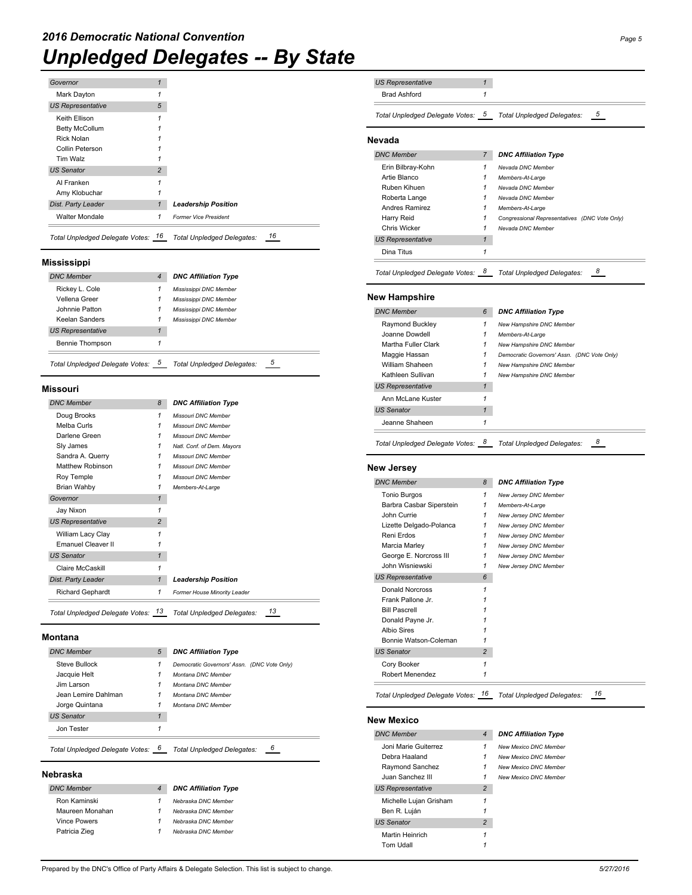# 2016 Democratic National Convention

# Unpledged Delegates -- By State

| Governor | 1 | |
|---|---|---|
| Mark Dayton | 1 | |
| **US Representative** | **5** | |
| Keith Ellison | 1 | |
| Betty McCollum | 1 | |
| Rick Nolan | 1 | |
| Collin Peterson | 1 | |
| Tim Walz | 1 | |
| **US Senator** | **2** | |
| Al Franken | 1 | |
| Amy Klobuchar | 1 | |
| **Dist. Party Leader** | **1** | **Leadership Position** |
| Walter Mondale | 1 | Former Vice President |

*Total Unpledged Delegate Votes: 16 Total Unpledged Delegates: 16*

## Mississippi

| DNC Member | 4 | DNC Affiliation Type |
|---|---|---|
| Rickey L. Cole | 1 | Mississippi DNC Member |
| Vellena Greer | 1 | Mississippi DNC Member |
| Johnnie Patton | 1 | Mississippi DNC Member |
| Keelan Sanders | 1 | Mississippi DNC Member |
| **US Representative** | **1** | |
| Bennie Thompson | 1 | |

*Total Unpledged Delegate Votes: 5 Total Unpledged Delegates: 5*

## Missouri

| DNC Member | 8 | DNC Affiliation Type |
|---|---|---|
| Doug Brooks | 1 | Missouri DNC Member |
| Melba Curls | 1 | Missouri DNC Member |
| Darlene Green | 1 | Missouri DNC Member |
| Sly James | 1 | Natl. Conf. of Dem. Mayors |
| Sandra A. Querry | 1 | Missouri DNC Member |
| Matthew Robinson | 1 | Missouri DNC Member |
| Roy Temple | 1 | Missouri DNC Member |
| Brian Wahby | 1 | Members-At-Large |
| **Governor** | **1** | |
| Jay Nixon | 1 | |
| **US Representative** | **2** | |
| William Lacy Clay | 1 | |
| Emanuel Cleaver II | 1 | |
| **US Senator** | **1** | |
| Claire McCaskill | 1 | |
| **Dist. Party Leader** | **1** | **Leadership Position** |
| Richard Gephardt | 1 | Former House Minority Leader |

*Total Unpledged Delegate Votes: 13 Total Unpledged Delegates: 13*

## Montana

| DNC Member | 5 | DNC Affiliation Type |
|---|---|---|
| Steve Bullock | 1 | Democratic Governors' Assn. (DNC Vote Only) |
| Jacquie Helt | 1 | Montana DNC Member |
| Jim Larson | 1 | Montana DNC Member |
| Jean Lemire Dahlman | 1 | Montana DNC Member |
| Jorge Quintana | 1 | Montana DNC Member |
| **US Senator** | **1** | |
| Jon Tester | 1 | |

*Total Unpledged Delegate Votes: 6 Total Unpledged Delegates: 6*

## Nebraska

| DNC Member | 4 | DNC Affiliation Type |
|---|---|---|
| Ron Kaminski | 1 | Nebraska DNC Member |
| Maureen Monahan | 1 | Nebraska DNC Member |
| Vince Powers | 1 | Nebraska DNC Member |
| Patricia Zieg | 1 | Nebraska DNC Member |
| **US Representative** | **1** | |
| Brad Ashford | 1 | |

*Total Unpledged Delegate Votes: 5 Total Unpledged Delegates: 5*

## Nevada

| DNC Member | 7 | DNC Affiliation Type |
|---|---|---|
| Erin Bilbray-Kohn | 1 | Nevada DNC Member |
| Artie Blanco | 1 | Members-At-Large |
| Ruben Kihuen | 1 | Nevada DNC Member |
| Roberta Lange | 1 | Nevada DNC Member |
| Andres Ramirez | 1 | Members-At-Large |
| Harry Reid | 1 | Congressional Representatives (DNC Vote Only) |
| Chris Wicker | 1 | Nevada DNC Member |
| **US Representative** | **1** | |
| Dina Titus | 1 | |

*Total Unpledged Delegate Votes: 8 Total Unpledged Delegates: 8*

## New Hampshire

| DNC Member | 6 | DNC Affiliation Type |
|---|---|---|
| Raymond Buckley | 1 | New Hampshire DNC Member |
| Joanne Dowdell | 1 | Members-At-Large |
| Martha Fuller Clark | 1 | New Hampshire DNC Member |
| Maggie Hassan | 1 | Democratic Governors' Assn. (DNC Vote Only) |
| William Shaheen | 1 | New Hampshire DNC Member |
| Kathleen Sullivan | 1 | New Hampshire DNC Member |
| **US Representative** | **1** | |
| Ann McLane Kuster | 1 | |
| **US Senator** | **1** | |
| Jeanne Shaheen | 1 | |

*Total Unpledged Delegate Votes: 8 Total Unpledged Delegates: 8*

## New Jersey

| DNC Member | 8 | DNC Affiliation Type |
|---|---|---|
| Tonio Burgos | 1 | New Jersey DNC Member |
| Barbra Casbar Siperstein | 1 | Members-At-Large |
| John Currie | 1 | New Jersey DNC Member |
| Lizette Delgado-Polanca | 1 | New Jersey DNC Member |
| Reni Erdos | 1 | New Jersey DNC Member |
| Marcia Marley | 1 | New Jersey DNC Member |
| George E. Norcross III | 1 | New Jersey DNC Member |
| John Wisniewski | 1 | New Jersey DNC Member |
| **US Representative** | **6** | |
| Donald Norcross | 1 | |
| Frank Pallone Jr. | 1 | |
| Bill Pascrell | 1 | |
| Donald Payne Jr. | 1 | |
| Albio Sires | 1 | |
| Bonnie Watson-Coleman | 1 | |
| **US Senator** | **2** | |
| Cory Booker | 1 | |
| Robert Menendez | 1 | |

*Total Unpledged Delegate Votes: 16 Total Unpledged Delegates: 16*

## New Mexico

| DNC Member | 4 | DNC Affiliation Type |
|---|---|---|
| Joni Marie Guiterrez | 1 | New Mexico DNC Member |
| Debra Haaland | 1 | New Mexico DNC Member |
| Raymond Sanchez | 1 | New Mexico DNC Member |
| Juan Sanchez III | 1 | New Mexico DNC Member |
| **US Representative** | **2** | |
| Michelle Lujan Grisham | 1 | |
| Ben R. Luján | 1 | |
| **US Senator** | **2** | |
| Martin Heinrich | 1 | |
| Tom Udall | 1 | |

Prepared by the DNC's Office of Party Affairs & Delegate Selection. This list is subject to change. 5/27/2016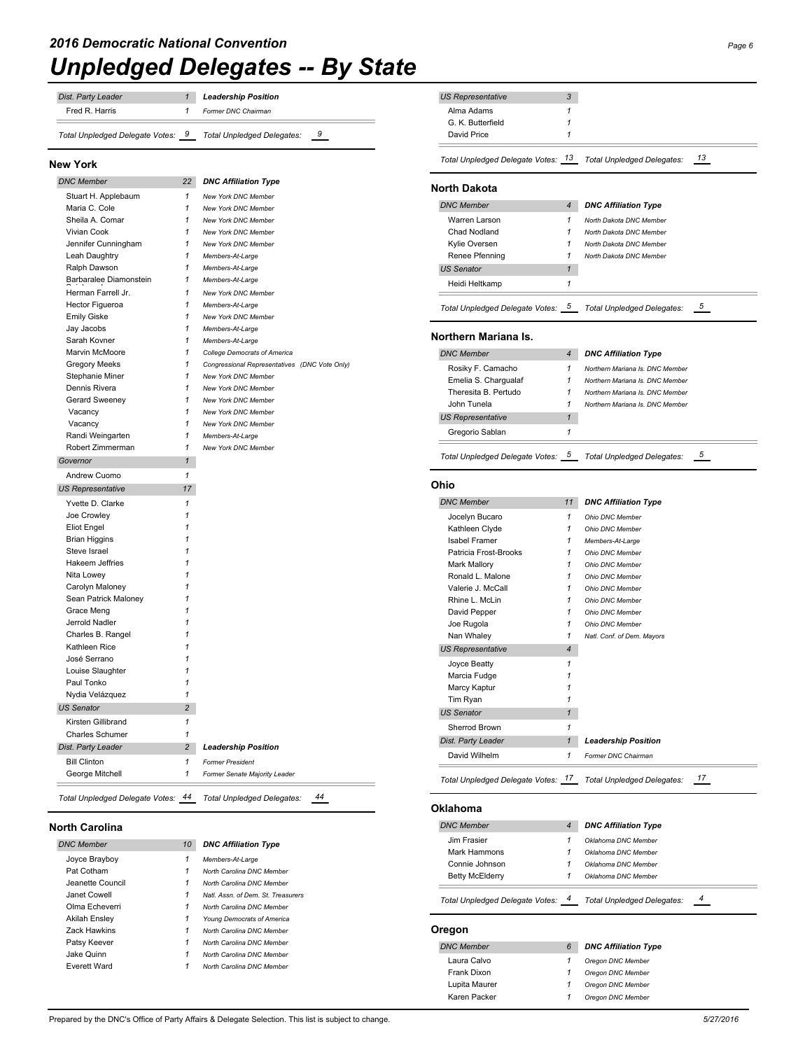# 2016 Democratic National Convention

# Unpledged Delegates -- By State

| Dist. Party Leader | 1 | Leadership Position |
|---|---|---|
| Fred R. Harris | 1 | Former DNC Chairman |

*Total Unpledged Delegate Votes: 9 — Total Unpledged Delegates: 9*

## New York

| DNC Member | 22 | DNC Affiliation Type |
|---|---|---|
| Stuart H. Applebaum | 1 | New York DNC Member |
| Maria C. Cole | 1 | New York DNC Member |
| Sheila A. Comar | 1 | New York DNC Member |
| Vivian Cook | 1 | New York DNC Member |
| Jennifer Cunningham | 1 | New York DNC Member |
| Leah Daughtry | 1 | Members-At-Large |
| Ralph Dawson | 1 | Members-At-Large |
| Barbaralee Diamonstein | 1 | Members-At-Large |
| Herman Farrell Jr. | 1 | New York DNC Member |
| Hector Figueroa | 1 | Members-At-Large |
| Emily Giske | 1 | New York DNC Member |
| Jay Jacobs | 1 | Members-At-Large |
| Sarah Kovner | 1 | Members-At-Large |
| Marvin McMoore | 1 | College Democrats of America |
| Gregory Meeks | 1 | Congressional Representatives (DNC Vote Only) |
| Stephanie Miner | 1 | New York DNC Member |
| Dennis Rivera | 1 | New York DNC Member |
| Gerard Sweeney | 1 | New York DNC Member |
| Vacancy | 1 | New York DNC Member |
| Vacancy | 1 | New York DNC Member |
| Randi Weingarten | 1 | Members-At-Large |
| Robert Zimmerman | 1 | New York DNC Member |
| **Governor** | **1** | |
| Andrew Cuomo | 1 | |
| **US Representative** | **17** | |
| Yvette D. Clarke | 1 | |
| Joe Crowley | 1 | |
| Eliot Engel | 1 | |
| Brian Higgins | 1 | |
| Steve Israel | 1 | |
| Hakeem Jeffries | 1 | |
| Nita Lowey | 1 | |
| Carolyn Maloney | 1 | |
| Sean Patrick Maloney | 1 | |
| Grace Meng | 1 | |
| Jerrold Nadler | 1 | |
| Charles B. Rangel | 1 | |
| Kathleen Rice | 1 | |
| José Serrano | 1 | |
| Louise Slaughter | 1 | |
| Paul Tonko | 1 | |
| Nydia Velázquez | 1 | |
| **US Senator** | **2** | |
| Kirsten Gillibrand | 1 | |
| Charles Schumer | 1 | |
| **Dist. Party Leader** | **2** | **Leadership Position** |
| Bill Clinton | 1 | Former President |
| George Mitchell | 1 | Former Senate Majority Leader |

*Total Unpledged Delegate Votes: 44 — Total Unpledged Delegates: 44*

## North Carolina

| DNC Member | 10 | DNC Affiliation Type |
|---|---|---|
| Joyce Brayboy | 1 | Members-At-Large |
| Pat Cotham | 1 | North Carolina DNC Member |
| Jeanette Council | 1 | North Carolina DNC Member |
| Janet Cowell | 1 | Natl. Assn. of Dem. St. Treasurers |
| Olma Echeverri | 1 | North Carolina DNC Member |
| Akilah Ensley | 1 | Young Democrats of America |
| Zack Hawkins | 1 | North Carolina DNC Member |
| Patsy Keever | 1 | North Carolina DNC Member |
| Jake Quinn | 1 | North Carolina DNC Member |
| Everett Ward | 1 | North Carolina DNC Member |
| **US Representative** | **3** | |
| Alma Adams | 1 | |
| G. K. Butterfield | 1 | |
| David Price | 1 | |

*Total Unpledged Delegate Votes: 13 — Total Unpledged Delegates: 13*

## North Dakota

| DNC Member | 4 | DNC Affiliation Type |
|---|---|---|
| Warren Larson | 1 | North Dakota DNC Member |
| Chad Nodland | 1 | North Dakota DNC Member |
| Kylie Oversen | 1 | North Dakota DNC Member |
| Renee Pfenning | 1 | North Dakota DNC Member |
| **US Senator** | **1** | |
| Heidi Heltkamp | 1 | |

*Total Unpledged Delegate Votes: 5 — Total Unpledged Delegates: 5*

## Northern Mariana Is.

| DNC Member | 4 | DNC Affiliation Type |
|---|---|---|
| Rosiky F. Camacho | 1 | Northern Mariana Is. DNC Member |
| Emelia S. Chargualaf | 1 | Northern Mariana Is. DNC Member |
| Theresita B. Pertudo | 1 | Northern Mariana Is. DNC Member |
| John Tunela | 1 | Northern Mariana Is. DNC Member |
| **US Representative** | **1** | |
| Gregorio Sablan | 1 | |

*Total Unpledged Delegate Votes: 5 — Total Unpledged Delegates: 5*

## Ohio

| DNC Member | 11 | DNC Affiliation Type |
|---|---|---|
| Jocelyn Bucaro | 1 | Ohio DNC Member |
| Kathleen Clyde | 1 | Ohio DNC Member |
| Isabel Framer | 1 | Members-At-Large |
| Patricia Frost-Brooks | 1 | Ohio DNC Member |
| Mark Mallory | 1 | Ohio DNC Member |
| Ronald L. Malone | 1 | Ohio DNC Member |
| Valerie J. McCall | 1 | Ohio DNC Member |
| Rhine L. McLin | 1 | Ohio DNC Member |
| David Pepper | 1 | Ohio DNC Member |
| Joe Rugola | 1 | Ohio DNC Member |
| Nan Whaley | 1 | Natl. Conf. of Dem. Mayors |
| **US Representative** | **4** | |
| Joyce Beatty | 1 | |
| Marcia Fudge | 1 | |
| Marcy Kaptur | 1 | |
| Tim Ryan | 1 | |
| **US Senator** | **1** | |
| Sherrod Brown | 1 | |
| **Dist. Party Leader** | **1** | **Leadership Position** |
| David Wilhelm | 1 | Former DNC Chairman |

*Total Unpledged Delegate Votes: 17 — Total Unpledged Delegates: 17*

## Oklahoma

| DNC Member | 4 | DNC Affiliation Type |
|---|---|---|
| Jim Frasier | 1 | Oklahoma DNC Member |
| Mark Hammons | 1 | Oklahoma DNC Member |
| Connie Johnson | 1 | Oklahoma DNC Member |
| Betty McElderry | 1 | Oklahoma DNC Member |

*Total Unpledged Delegate Votes: 4 — Total Unpledged Delegates: 4*

## Oregon

| DNC Member | 6 | DNC Affiliation Type |
|---|---|---|
| Laura Calvo | 1 | Oregon DNC Member |
| Frank Dixon | 1 | Oregon DNC Member |
| Lupita Maurer | 1 | Oregon DNC Member |
| Karen Packer | 1 | Oregon DNC Member |

Prepared by the DNC's Office of Party Affairs & Delegate Selection. This list is subject to change. — 5/27/2016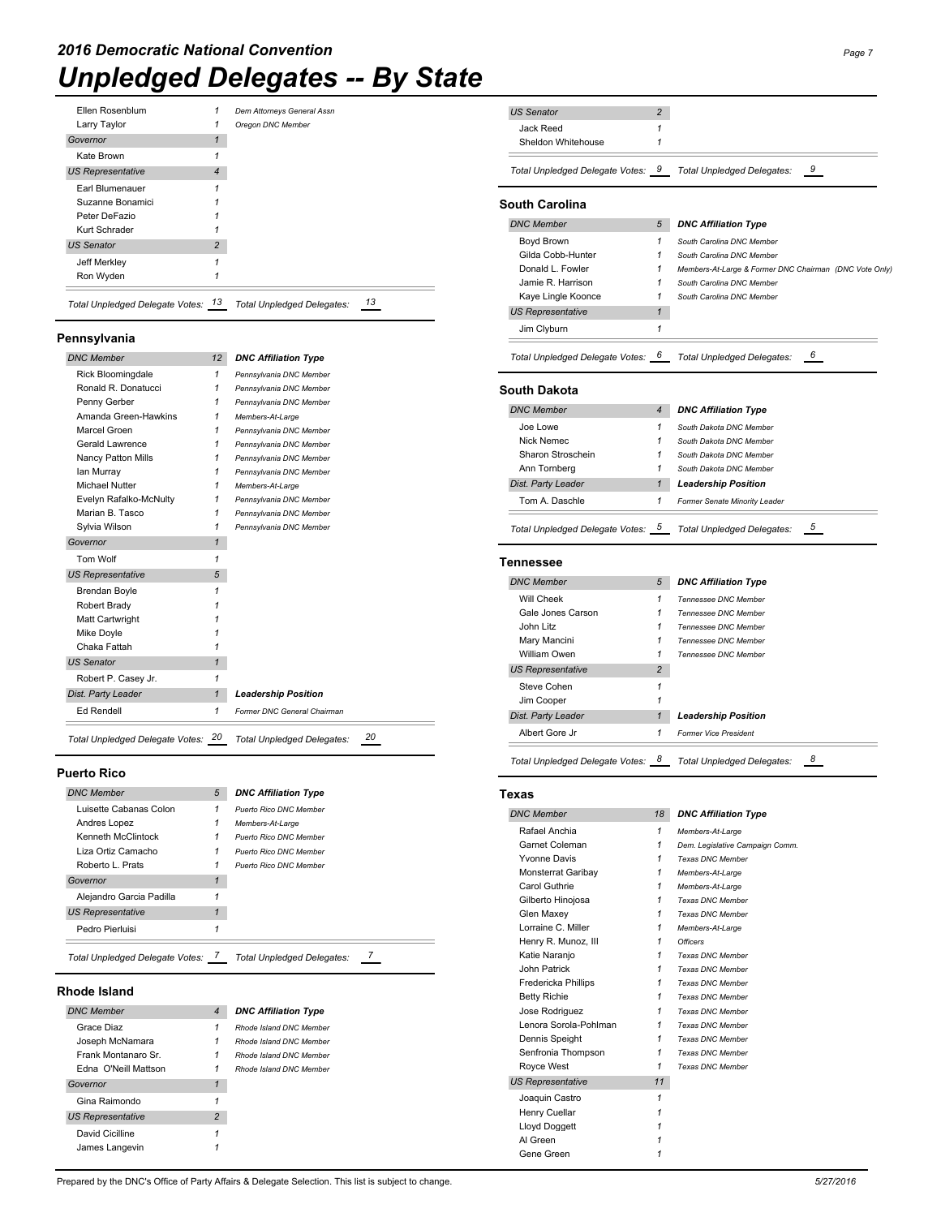# 2016 Democratic National Convention

# Unpledged Delegates -- By State

| Name | Votes | DNC Affiliation Type |
|---|---|---|
| Ellen Rosenblum | 1 | Dem Attorneys General Assn |
| Larry Taylor | 1 | Oregon DNC Member |
| *Governor* | *1* | |
| Kate Brown | 1 | |
| *US Representative* | *4* | |
| Earl Blumenauer | 1 | |
| Suzanne Bonamici | 1 | |
| Peter DeFazio | 1 | |
| Kurt Schrader | 1 | |
| *US Senator* | *2* | |
| Jeff Merkley | 1 | |
| Ron Wyden | 1 | |

*Total Unpledged Delegate Votes:* 13 *Total Unpledged Delegates:* 13

## Pennsylvania

| *DNC Member* | *12* | ***DNC Affiliation Type*** |
|---|---|---|
| Rick Bloomingdale | 1 | Pennsylvania DNC Member |
| Ronald R. Donatucci | 1 | Pennsylvania DNC Member |
| Penny Gerber | 1 | Pennsylvania DNC Member |
| Amanda Green-Hawkins | 1 | Members-At-Large |
| Marcel Groen | 1 | Pennsylvania DNC Member |
| Gerald Lawrence | 1 | Pennsylvania DNC Member |
| Nancy Patton Mills | 1 | Pennsylvania DNC Member |
| Ian Murray | 1 | Pennsylvania DNC Member |
| Michael Nutter | 1 | Members-At-Large |
| Evelyn Rafalko-McNulty | 1 | Pennsylvania DNC Member |
| Marian B. Tasco | 1 | Pennsylvania DNC Member |
| Sylvia Wilson | 1 | Pennsylvania DNC Member |
| *Governor* | *1* | |
| Tom Wolf | 1 | |
| *US Representative* | *5* | |
| Brendan Boyle | 1 | |
| Robert Brady | 1 | |
| Matt Cartwright | 1 | |
| Mike Doyle | 1 | |
| Chaka Fattah | 1 | |
| *US Senator* | *1* | |
| Robert P. Casey Jr. | 1 | |
| *Dist. Party Leader* | *1* | ***Leadership Position*** |
| Ed Rendell | 1 | Former DNC General Chairman |

*Total Unpledged Delegate Votes:* 20 *Total Unpledged Delegates:* 20

## Puerto Rico

| *DNC Member* | *5* | ***DNC Affiliation Type*** |
|---|---|---|
| Luisette Cabanas Colon | 1 | Puerto Rico DNC Member |
| Andres Lopez | 1 | Members-At-Large |
| Kenneth McClintock | 1 | Puerto Rico DNC Member |
| Liza Ortiz Camacho | 1 | Puerto Rico DNC Member |
| Roberto L. Prats | 1 | Puerto Rico DNC Member |
| *Governor* | *1* | |
| Alejandro Garcia Padilla | 1 | |
| *US Representative* | *1* | |
| Pedro Pierluisi | 1 | |

*Total Unpledged Delegate Votes:* 7 *Total Unpledged Delegates:* 7

## Rhode Island

| *DNC Member* | *4* | ***DNC Affiliation Type*** |
|---|---|---|
| Grace Diaz | 1 | Rhode Island DNC Member |
| Joseph McNamara | 1 | Rhode Island DNC Member |
| Frank Montanaro Sr. | 1 | Rhode Island DNC Member |
| Edna O'Neill Mattson | 1 | Rhode Island DNC Member |
| *Governor* | *1* | |
| Gina Raimondo | 1 | |
| *US Representative* | *2* | |
| David Cicilline | 1 | |
| James Langevin | 1 | |
| *US Senator* | *2* | |
| Jack Reed | 1 | |
| Sheldon Whitehouse | 1 | |

*Total Unpledged Delegate Votes:* 9 *Total Unpledged Delegates:* 9

## South Carolina

| *DNC Member* | *5* | ***DNC Affiliation Type*** |
|---|---|---|
| Boyd Brown | 1 | South Carolina DNC Member |
| Gilda Cobb-Hunter | 1 | South Carolina DNC Member |
| Donald L. Fowler | 1 | Members-At-Large & Former DNC Chairman (DNC Vote Only) |
| Jamie R. Harrison | 1 | South Carolina DNC Member |
| Kaye Lingle Koonce | 1 | South Carolina DNC Member |
| *US Representative* | *1* | |
| Jim Clyburn | 1 | |

*Total Unpledged Delegate Votes:* 6 *Total Unpledged Delegates:* 6

## South Dakota

| *DNC Member* | *4* | ***DNC Affiliation Type*** |
|---|---|---|
| Joe Lowe | 1 | South Dakota DNC Member |
| Nick Nemec | 1 | South Dakota DNC Member |
| Sharon Stroschein | 1 | South Dakota DNC Member |
| Ann Tornberg | 1 | South Dakota DNC Member |
| *Dist. Party Leader* | *1* | ***Leadership Position*** |
| Tom A. Daschle | 1 | Former Senate Minority Leader |

*Total Unpledged Delegate Votes:* 5 *Total Unpledged Delegates:* 5

## Tennessee

| *DNC Member* | *5* | ***DNC Affiliation Type*** |
|---|---|---|
| Will Cheek | 1 | Tennessee DNC Member |
| Gale Jones Carson | 1 | Tennessee DNC Member |
| John Litz | 1 | Tennessee DNC Member |
| Mary Mancini | 1 | Tennessee DNC Member |
| William Owen | 1 | Tennessee DNC Member |
| *US Representative* | *2* | |
| Steve Cohen | 1 | |
| Jim Cooper | 1 | |
| *Dist. Party Leader* | *1* | ***Leadership Position*** |
| Albert Gore Jr | 1 | Former Vice President |

*Total Unpledged Delegate Votes:* 8 *Total Unpledged Delegates:* 8

## Texas

| *DNC Member* | *18* | ***DNC Affiliation Type*** |
|---|---|---|
| Rafael Anchia | 1 | Members-At-Large |
| Garnet Coleman | 1 | Dem. Legislative Campaign Comm. |
| Yvonne Davis | 1 | Texas DNC Member |
| Monserrat Garibay | 1 | Members-At-Large |
| Carol Guthrie | 1 | Members-At-Large |
| Gilberto Hinojosa | 1 | Texas DNC Member |
| Glen Maxey | 1 | Texas DNC Member |
| Lorraine C. Miller | 1 | Members-At-Large |
| Henry R. Munoz, III | 1 | Officers |
| Katie Naranjo | 1 | Texas DNC Member |
| John Patrick | 1 | Texas DNC Member |
| Fredericka Phillips | 1 | Texas DNC Member |
| Betty Richie | 1 | Texas DNC Member |
| Jose Rodriguez | 1 | Texas DNC Member |
| Lenora Sorola-Pohlman | 1 | Texas DNC Member |
| Dennis Speight | 1 | Texas DNC Member |
| Senfronia Thompson | 1 | Texas DNC Member |
| Royce West | 1 | Texas DNC Member |
| *US Representative* | *11* | |
| Joaquin Castro | 1 | |
| Henry Cuellar | 1 | |
| Lloyd Doggett | 1 | |
| Al Green | 1 | |
| Gene Green | 1 | |

Prepared by the DNC's Office of Party Affairs & Delegate Selection. This list is subject to change. 5/27/2016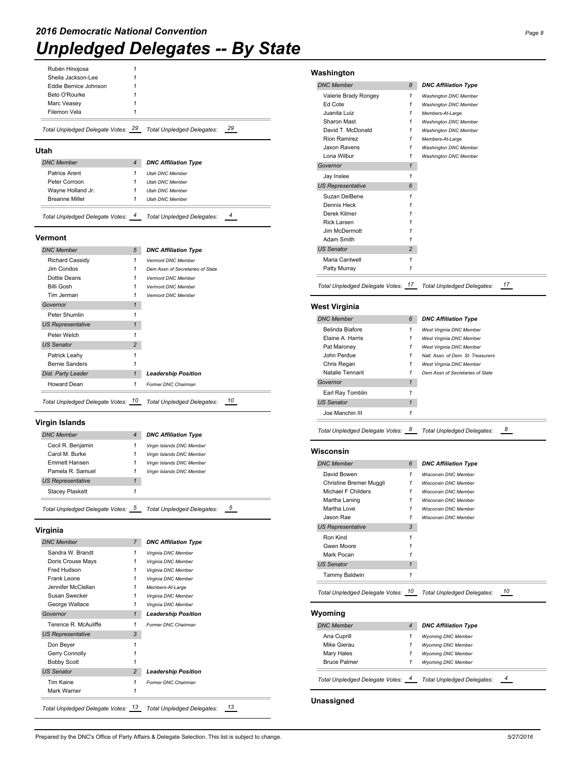# 2016 Democratic National Convention

# Unpledged Delegates -- By State

| | | |
|---|---|---|
| Rubén Hinojosa | 1 | |
| Sheila Jackson-Lee | 1 | |
| Eddie Bernice Johnson | 1 | |
| Beto O'Rourke | 1 | |
| Marc Veasey | 1 | |
| Filemon Vela | 1 | |

*Total Unpledged Delegate Votes: 29 Total Unpledged Delegates: 29*

## Utah

| DNC Member | 4 | DNC Affiliation Type |
|---|---|---|
| Patrice Arent | 1 | Utah DNC Member |
| Peter Corroon | 1 | Utah DNC Member |
| Wayne Holland Jr. | 1 | Utah DNC Member |
| Breanne Miller | 1 | Utah DNC Member |

*Total Unpledged Delegate Votes: 4 Total Unpledged Delegates: 4*

## Vermont

| DNC Member | 5 | DNC Affiliation Type |
|---|---|---|
| Richard Cassidy | 1 | Vermont DNC Member |
| Jim Condos | 1 | Dem Assn of Secretaries of State |
| Dottie Deans | 1 | Vermont DNC Member |
| Billi Gosh | 1 | Vermont DNC Member |
| Tim Jerman | 1 | Vermont DNC Member |
| **Governor** | 1 | |
| Peter Shumlin | 1 | |
| **US Representative** | 1 | |
| Peter Welch | 1 | |
| **US Senator** | 2 | |
| Patrick Leahy | 1 | |
| Bernie Sanders | 1 | |
| **Dist. Party Leader** | 1 | **Leadership Position** |
| Howard Dean | 1 | Former DNC Chairman |

*Total Unpledged Delegate Votes: 10 Total Unpledged Delegates: 10*

## Virgin Islands

| DNC Member | 4 | DNC Affiliation Type |
|---|---|---|
| Cecil R. Benjamin | 1 | Virgin Islands DNC Member |
| Carol M. Burke | 1 | Virgin Islands DNC Member |
| Emmett Hansen | 1 | Virgin Islands DNC Member |
| Pamela R. Samuel | 1 | Virgin Islands DNC Member |
| **US Representative** | 1 | |
| Stacey Plaskett | 1 | |

*Total Unpledged Delegate Votes: 5 Total Unpledged Delegates: 5*

## Virginia

| DNC Member | 7 | DNC Affiliation Type |
|---|---|---|
| Sandra W. Brandt | 1 | Virginia DNC Member |
| Doris Crouse Mays | 1 | Virginia DNC Member |
| Fred Hudson | 1 | Virginia DNC Member |
| Frank Leone | 1 | Virginia DNC Member |
| Jennifer McClellan | 1 | Members-At-Large |
| Susan Swecker | 1 | Virginia DNC Member |
| George Wallace | 1 | Virginia DNC Member |
| **Governor** | 1 | **Leadership Position** |
| Terence R. McAuliffe | 1 | Former DNC Chairman |
| **US Representative** | 3 | |
| Don Beyer | 1 | |
| Gerry Connolly | 1 | |
| Bobby Scott | 1 | |
| **US Senator** | 2 | **Leadership Position** |
| Tim Kaine | 1 | Former DNC Chairman |
| Mark Warner | 1 | |

*Total Unpledged Delegate Votes: 13 Total Unpledged Delegates: 13*

## Washington

| DNC Member | 8 | DNC Affiliation Type |
|---|---|---|
| Valerie Brady Rongey | 1 | Washington DNC Member |
| Ed Cote | 1 | Washington DNC Member |
| Juanita Luiz | 1 | Members-At-Large |
| Sharon Mast | 1 | Washington DNC Member |
| David T. McDonald | 1 | Washington DNC Member |
| Rion Ramirez | 1 | Members-At-Large |
| Jaxon Ravens | 1 | Washington DNC Member |
| Lona Wilbur | 1 | Washington DNC Member |
| **Governor** | 1 | |
| Jay Inslee | 1 | |
| **US Representative** | 6 | |
| Suzan DelBene | 1 | |
| Dennis Heck | 1 | |
| Derek Kilmer | 1 | |
| Rick Larsen | 1 | |
| Jim McDermott | 1 | |
| Adam Smith | 1 | |
| **US Senator** | 2 | |
| Maria Cantwell | 1 | |
| Patty Murray | 1 | |

*Total Unpledged Delegate Votes: 17 Total Unpledged Delegates: 17*

## West Virginia

| DNC Member | 6 | DNC Affiliation Type |
|---|---|---|
| Belinda Biafore | 1 | West Virginia DNC Member |
| Elaine A. Harris | 1 | West Virginia DNC Member |
| Pat Maroney | 1 | West Virginia DNC Member |
| John Perdue | 1 | Natl. Assn. of Dem. St. Treasurers |
| Chris Regan | 1 | West Virginia DNC Member |
| Natalie Tennant | 1 | Dem Assn of Secretaries of State |
| **Governor** | 1 | |
| Earl Ray Tomblin | 1 | |
| **US Senator** | 1 | |
| Joe Manchin III | 1 | |

*Total Unpledged Delegate Votes: 8 Total Unpledged Delegates: 8*

## Wisconsin

| DNC Member | 6 | DNC Affiliation Type |
|---|---|---|
| David Bowen | 1 | Wisconsin DNC Member |
| Christine Bremer Muggli | 1 | Wisconsin DNC Member |
| Michael F Childers | 1 | Wisconsin DNC Member |
| Martha Laning | 1 | Wisconsin DNC Member |
| Martha Love | 1 | Wisconsin DNC Member |
| Jason Rae | 1 | Wisconsin DNC Member |
| **US Representative** | 3 | |
| Ron Kind | 1 | |
| Gwen Moore | 1 | |
| Mark Pocan | 1 | |
| **US Senator** | 1 | |
| Tammy Baldwin | 1 | |

*Total Unpledged Delegate Votes: 10 Total Unpledged Delegates: 10*

## Wyoming

| DNC Member | 4 | DNC Affiliation Type |
|---|---|---|
| Ana Cuprill | 1 | Wyoming DNC Member |
| Mike Gierau | 1 | Wyoming DNC Member |
| Mary Hales | 1 | Wyoming DNC Member |
| Bruce Palmer | 1 | Wyoming DNC Member |

*Total Unpledged Delegate Votes: 4 Total Unpledged Delegates: 4*

## Unassigned

Prepared by the DNC's Office of Party Affairs & Delegate Selection. This list is subject to change. 5/27/2016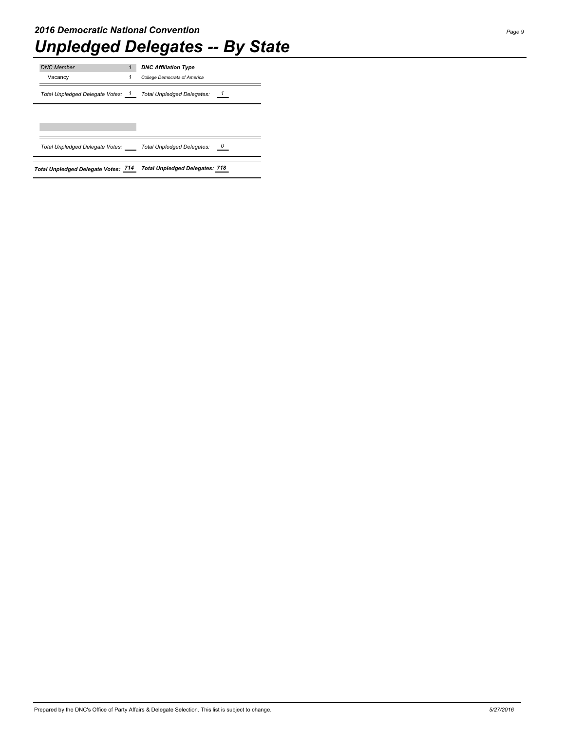# 2016 Democratic National Convention

# Unpledged Delegates -- By State

| DNC Member | 1 | DNC Affiliation Type |
| --- | --- | --- |
| Vacancy | 1 | College Democrats of America |

*Total Unpledged Delegate Votes:* 1 &nbsp;&nbsp; *Total Unpledged Delegates:* 1

*Total Unpledged Delegate Votes:* ____ &nbsp;&nbsp; *Total Unpledged Delegates:* 0

***Total Unpledged Delegate Votes:* 714** &nbsp;&nbsp; ***Total Unpledged Delegates:* 718**

Prepared by the DNC's Office of Party Affairs & Delegate Selection. This list is subject to change. 5/27/2016